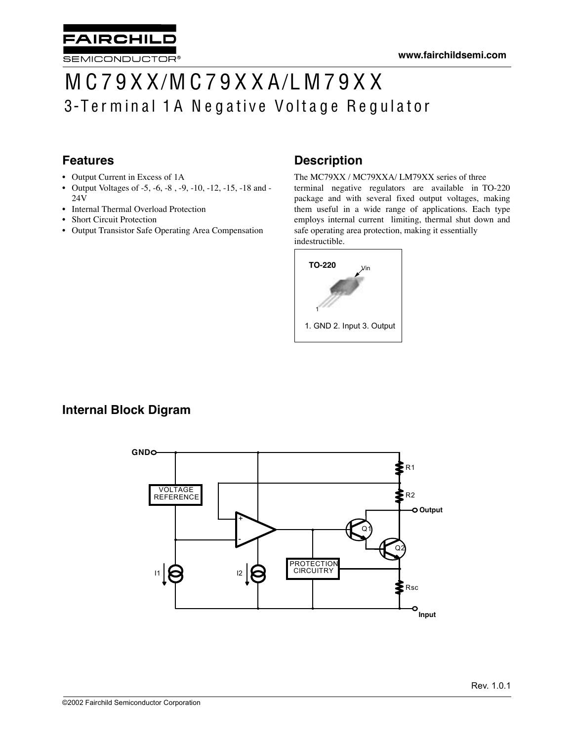www.fairchildsemi.com

# MC79XX/MC79XXA/LM79XX

## 3-Terminal 1A Negative Voltage Regulator

## Features

- Output Current in Excess of 1A
- Output Voltages of -5, -6, -8 , -9, -10, -12, -15, -18 and -24V
- Internal Thermal Overload Protection
- Short Circuit Protection
- Output Transistor Safe Operating Area Compensation

## Description

The MC79XX / MC79XXA/ LM79XX series of three terminal negative regulators are available in TO-220 package and with several fixed output voltages, making them useful in a wide range of applications. Each type employs internal current limiting, thermal shut down and safe operating area protection, making it essentially indestructible.

TO-220

1. GND 2. Input 3. Output

## Internal Block Digram

GND, VOLTAGE REFERENCE, R1, R2, Output, Q1, Q2, I1, I2, PROTECTION CIRCUITRY, Rsc, Input

Rev. 1.0.1

©2002 Fairchild Semiconductor Corporation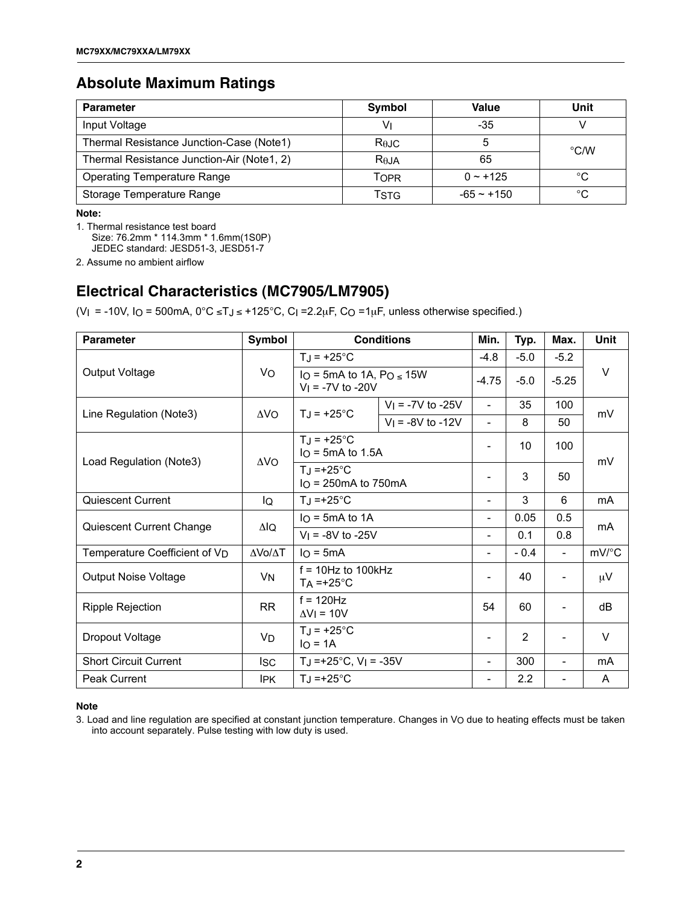## Absolute Maximum Ratings

| Parameter | Symbol | Value | Unit |
|---|---|---|---|
| Input Voltage | $V_I$ | -35 | V |
| Thermal Resistance Junction-Case (Note1) | $R_{\theta JC}$ | 5 | °C/W |
| Thermal Resistance Junction-Air (Note1, 2) | $R_{\theta JA}$ | 65 | |
| Operating Temperature Range | $T_{OPR}$ | 0 ~ +125 | °C |
| Storage Temperature Range | $T_{STG}$ | -65 ~ +150 | °C |

**Note:**

1. Thermal resistance test board
   Size: 76.2mm * 114.3mm * 1.6mm(1S0P)
   JEDEC standard: JESD51-3, JESD51-7
2. Assume no ambient airflow

## Electrical Characteristics (MC7905/LM7905)

($V_I$ = -10V, $I_O$ = 500mA, 0°C ≤ $T_J$ ≤ +125°C, $C_I$ =2.2μF, $C_O$ =1μF, unless otherwise specified.)

| Parameter | Symbol | Conditions | | Min. | Typ. | Max. | Unit |
|---|---|---|---|---|---|---|---|
| Output Voltage | $V_O$ | $T_J$ = +25°C | | -4.8 | -5.0 | -5.2 | V |
| | | $I_O$ = 5mA to 1A, $P_O$ ≤ 15W, $V_I$ = -7V to -20V | | -4.75 | -5.0 | -5.25 | |
| Line Regulation (Note3) | $\Delta V_O$ | $T_J$ = +25°C | $V_I$ = -7V to -25V | - | 35 | 100 | mV |
| | | | $V_I$ = -8V to -12V | - | 8 | 50 | |
| Load Regulation (Note3) | $\Delta V_O$ | $T_J$ = +25°C, $I_O$ = 5mA to 1.5A | | - | 10 | 100 | mV |
| | | $T_J$ =+25°C, $I_O$ = 250mA to 750mA | | - | 3 | 50 | |
| Quiescent Current | $I_Q$ | $T_J$ =+25°C | | - | 3 | 6 | mA |
| Quiescent Current Change | $\Delta I_Q$ | $I_O$ = 5mA to 1A | | - | 0.05 | 0.5 | mA |
| | | $V_I$ = -8V to -25V | | - | 0.1 | 0.8 | |
| Temperature Coefficient of $V_D$ | $\Delta V_O/\Delta T$ | $I_O$ = 5mA | | - | - 0.4 | - | mV/°C |
| Output Noise Voltage | $V_N$ | f = 10Hz to 100kHz, $T_A$ =+25°C | | - | 40 | - | μV |
| Ripple Rejection | RR | f = 120Hz, $\Delta V_I$ = 10V | | 54 | 60 | - | dB |
| Dropout Voltage | $V_D$ | $T_J$ = +25°C, $I_O$ = 1A | | - | 2 | - | V |
| Short Circuit Current | $I_{SC}$ | $T_J$ =+25°C, $V_I$ = -35V | | - | 300 | - | mA |
| Peak Current | $I_{PK}$ | $T_J$ =+25°C | | - | 2.2 | - | A |

**Note**

3. Load and line regulation are specified at constant junction temperature. Changes in $V_O$ due to heating effects must be taken into account separately. Pulse testing with low duty is used.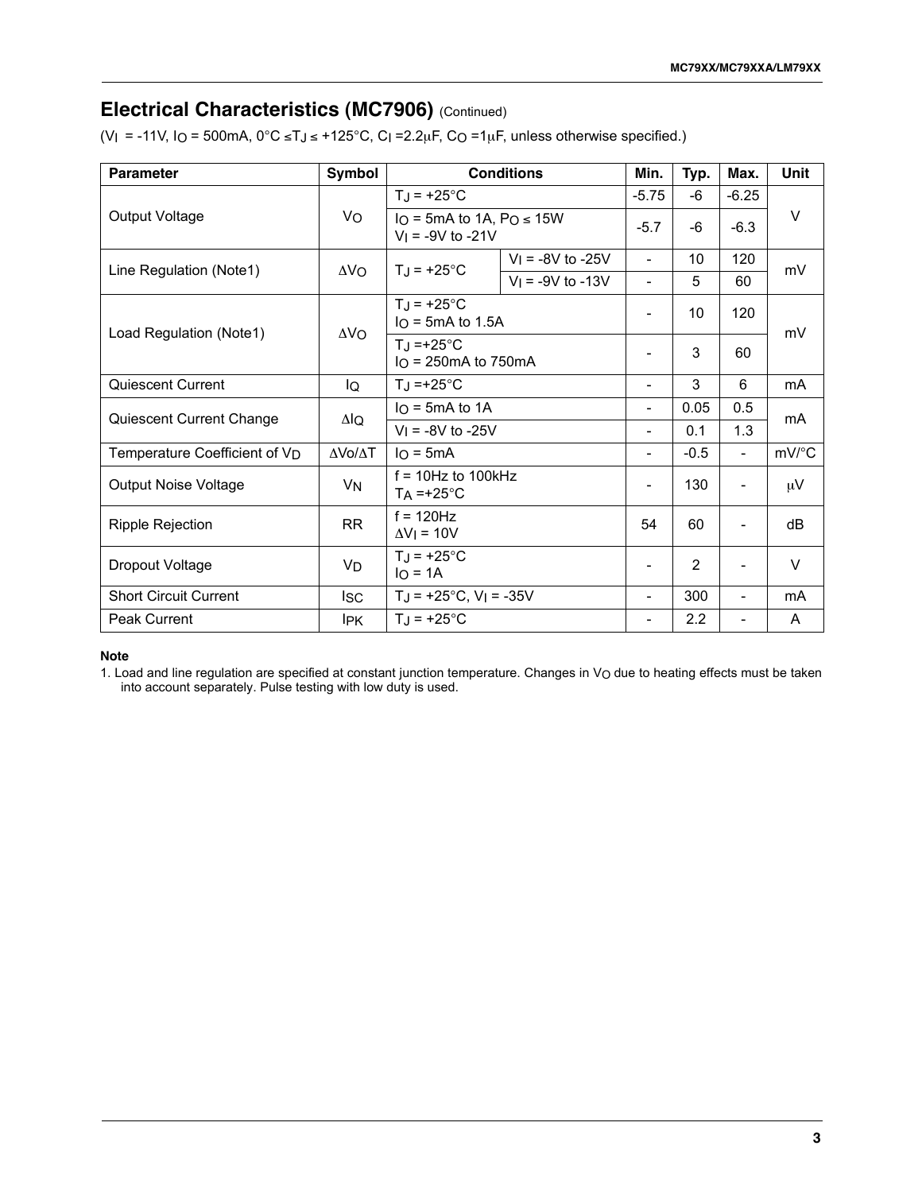## Electrical Characteristics (MC7906) (Continued)

($V_I$ = -11V, $I_O$ = 500mA, 0°C ≤$T_J$ ≤ +125°C, $C_I$ =2.2μF, $C_O$ =1μF, unless otherwise specified.)

| Parameter | Symbol | Conditions | | Min. | Typ. | Max. | Unit |
|---|---|---|---|---|---|---|---|
| Output Voltage | $V_O$ | $T_J$ = +25°C | | -5.75 | -6 | -6.25 | V |
| | | $I_O$ = 5mA to 1A, $P_O$ ≤ 15W $V_I$ = -9V to -21V | | -5.7 | -6 | -6.3 | |
| Line Regulation (Note1) | $\Delta V_O$ | $T_J$ = +25°C | $V_I$ = -8V to -25V | - | 10 | 120 | mV |
| | | | $V_I$ = -9V to -13V | - | 5 | 60 | |
| Load Regulation (Note1) | $\Delta V_O$ | $T_J$ = +25°C $I_O$ = 5mA to 1.5A | | - | 10 | 120 | mV |
| | | $T_J$ =+25°C $I_O$ = 250mA to 750mA | | - | 3 | 60 | |
| Quiescent Current | $I_Q$ | $T_J$ =+25°C | | - | 3 | 6 | mA |
| Quiescent Current Change | $\Delta I_Q$ | $I_O$ = 5mA to 1A | | - | 0.05 | 0.5 | mA |
| | | $V_I$ = -8V to -25V | | - | 0.1 | 1.3 | |
| Temperature Coefficient of $V_D$ | $\Delta Vo/\Delta T$ | $I_O$ = 5mA | | - | -0.5 | - | mV/°C |
| Output Noise Voltage | $V_N$ | f = 10Hz to 100kHz $T_A$ =+25°C | | - | 130 | - | μV |
| Ripple Rejection | RR | f = 120Hz $\Delta V_I$ = 10V | | 54 | 60 | - | dB |
| Dropout Voltage | $V_D$ | $T_J$ = +25°C $I_O$ = 1A | | - | 2 | - | V |
| Short Circuit Current | $I_{SC}$ | $T_J$ = +25°C, $V_I$ = -35V | | - | 300 | - | mA |
| Peak Current | $I_{PK}$ | $T_J$ = +25°C | | - | 2.2 | - | A |

**Note**

1. Load and line regulation are specified at constant junction temperature. Changes in $V_O$ due to heating effects must be taken into account separately. Pulse testing with low duty is used.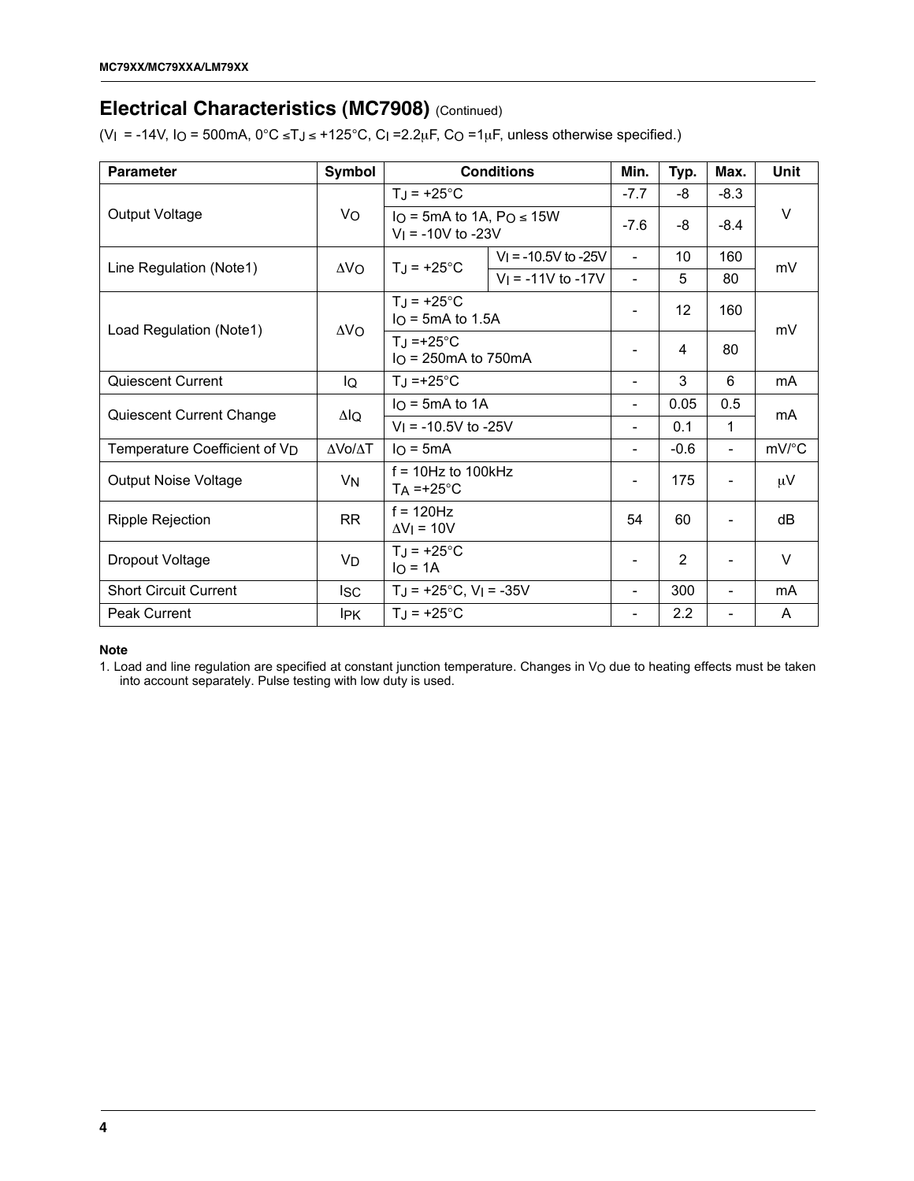## Electrical Characteristics (MC7908) (Continued)

($V_I$ = -14V, $I_O$ = 500mA, 0°C ≤$T_J$ ≤ +125°C, $C_I$ =2.2μF, $C_O$ =1μF, unless otherwise specified.)

| Parameter | Symbol | Conditions | | Min. | Typ. | Max. | Unit |
|---|---|---|---|---|---|---|---|
| Output Voltage | $V_O$ | $T_J$ = +25°C | | -7.7 | -8 | -8.3 | V |
| | | $I_O$ = 5mA to 1A, $P_O$ ≤ 15W $V_I$ = -10V to -23V | | -7.6 | -8 | -8.4 | |
| Line Regulation (Note1) | $\Delta V_O$ | $T_J$ = +25°C | $V_I$ = -10.5V to -25V | - | 10 | 160 | mV |
| | | | $V_I$ = -11V to -17V | - | 5 | 80 | |
| Load Regulation (Note1) | $\Delta V_O$ | $T_J$ = +25°C $I_O$ = 5mA to 1.5A | | - | 12 | 160 | mV |
| | | $T_J$ =+25°C $I_O$ = 250mA to 750mA | | - | 4 | 80 | |
| Quiescent Current | $I_Q$ | $T_J$ =+25°C | | - | 3 | 6 | mA |
| Quiescent Current Change | $\Delta I_Q$ | $I_O$ = 5mA to 1A | | - | 0.05 | 0.5 | mA |
| | | $V_I$ = -10.5V to -25V | | - | 0.1 | 1 | |
| Temperature Coefficient of $V_D$ | $\Delta Vo/\Delta T$ | $I_O$ = 5mA | | - | -0.6 | - | mV/°C |
| Output Noise Voltage | $V_N$ | f = 10Hz to 100kHz $T_A$ =+25°C | | - | 175 | - | μV |
| Ripple Rejection | RR | f = 120Hz $\Delta V_I$ = 10V | | 54 | 60 | - | dB |
| Dropout Voltage | $V_D$ | $T_J$ = +25°C $I_O$ = 1A | | - | 2 | - | V |
| Short Circuit Current | $I_{SC}$ | $T_J$ = +25°C, $V_I$ = -35V | | - | 300 | - | mA |
| Peak Current | $I_{PK}$ | $T_J$ = +25°C | | - | 2.2 | - | A |

**Note**

1. Load and line regulation are specified at constant junction temperature. Changes in $V_O$ due to heating effects must be taken into account separately. Pulse testing with low duty is used.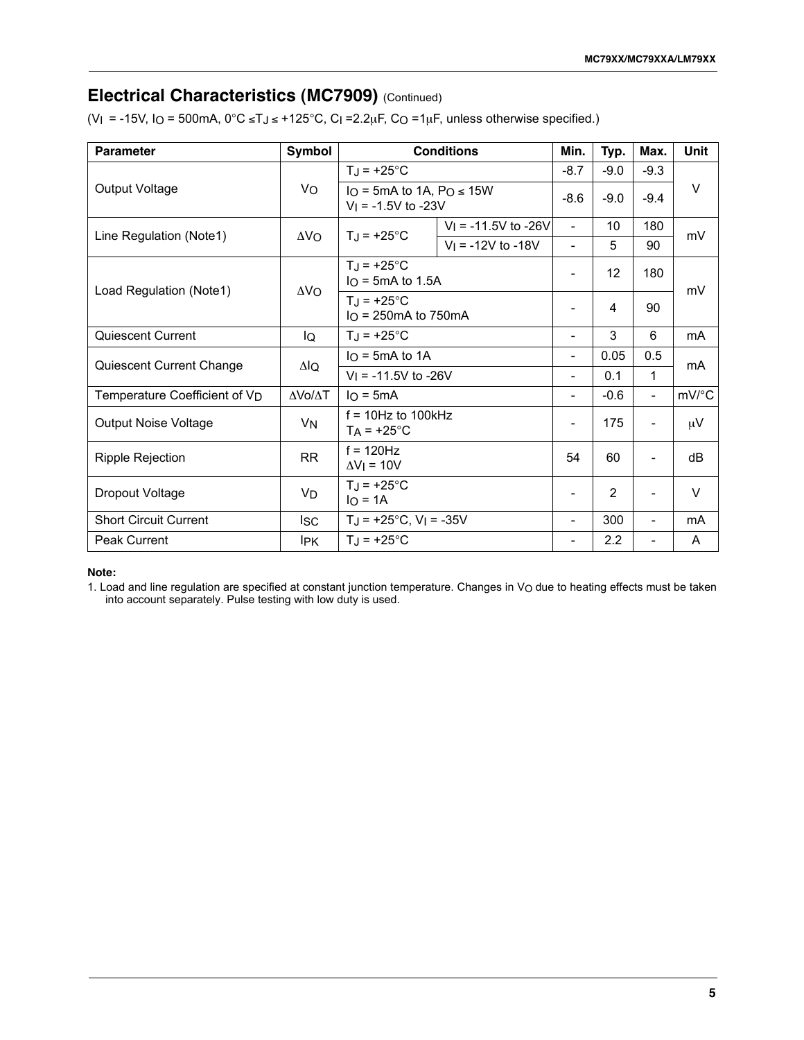## Electrical Characteristics (MC7909) (Continued)

($V_I$ = -15V, $I_O$ = 500mA, 0°C ≤$T_J$ ≤ +125°C, $C_I$ =2.2μF, $C_O$ =1μF, unless otherwise specified.)

| Parameter | Symbol | Conditions | | Min. | Typ. | Max. | Unit |
|---|---|---|---|---|---|---|---|
| Output Voltage | $V_O$ | $T_J$ = +25°C | | -8.7 | -9.0 | -9.3 | V |
| | | $I_O$ = 5mA to 1A, $P_O$ ≤ 15W<br>$V_I$ = -1.5V to -23V | | -8.6 | -9.0 | -9.4 | |
| Line Regulation (Note1) | $\Delta V_O$ | $T_J$ = +25°C | $V_I$ = -11.5V to -26V | - | 10 | 180 | mV |
| | | | $V_I$ = -12V to -18V | - | 5 | 90 | |
| Load Regulation (Note1) | $\Delta V_O$ | $T_J$ = +25°C<br>$I_O$ = 5mA to 1.5A | | - | 12 | 180 | mV |
| | | $T_J$ = +25°C<br>$I_O$ = 250mA to 750mA | | - | 4 | 90 | |
| Quiescent Current | $I_Q$ | $T_J$ = +25°C | | - | 3 | 6 | mA |
| Quiescent Current Change | $\Delta I_Q$ | $I_O$ = 5mA to 1A | | - | 0.05 | 0.5 | mA |
| | | $V_I$ = -11.5V to -26V | | - | 0.1 | 1 | |
| Temperature Coefficient of $V_D$ | $\Delta Vo/\Delta T$ | $I_O$ = 5mA | | - | -0.6 | - | mV/°C |
| Output Noise Voltage | $V_N$ | f = 10Hz to 100kHz<br>$T_A$ = +25°C | | - | 175 | - | μV |
| Ripple Rejection | RR | f = 120Hz<br>$\Delta V_I$ = 10V | | 54 | 60 | - | dB |
| Dropout Voltage | $V_D$ | $T_J$ = +25°C<br>$I_O$ = 1A | | - | 2 | - | V |
| Short Circuit Current | $I_{SC}$ | $T_J$ = +25°C, $V_I$ = -35V | | - | 300 | - | mA |
| Peak Current | $I_{PK}$ | $T_J$ = +25°C | | - | 2.2 | - | A |

**Note:**

1. Load and line regulation are specified at constant junction temperature. Changes in $V_O$ due to heating effects must be taken into account separately. Pulse testing with low duty is used.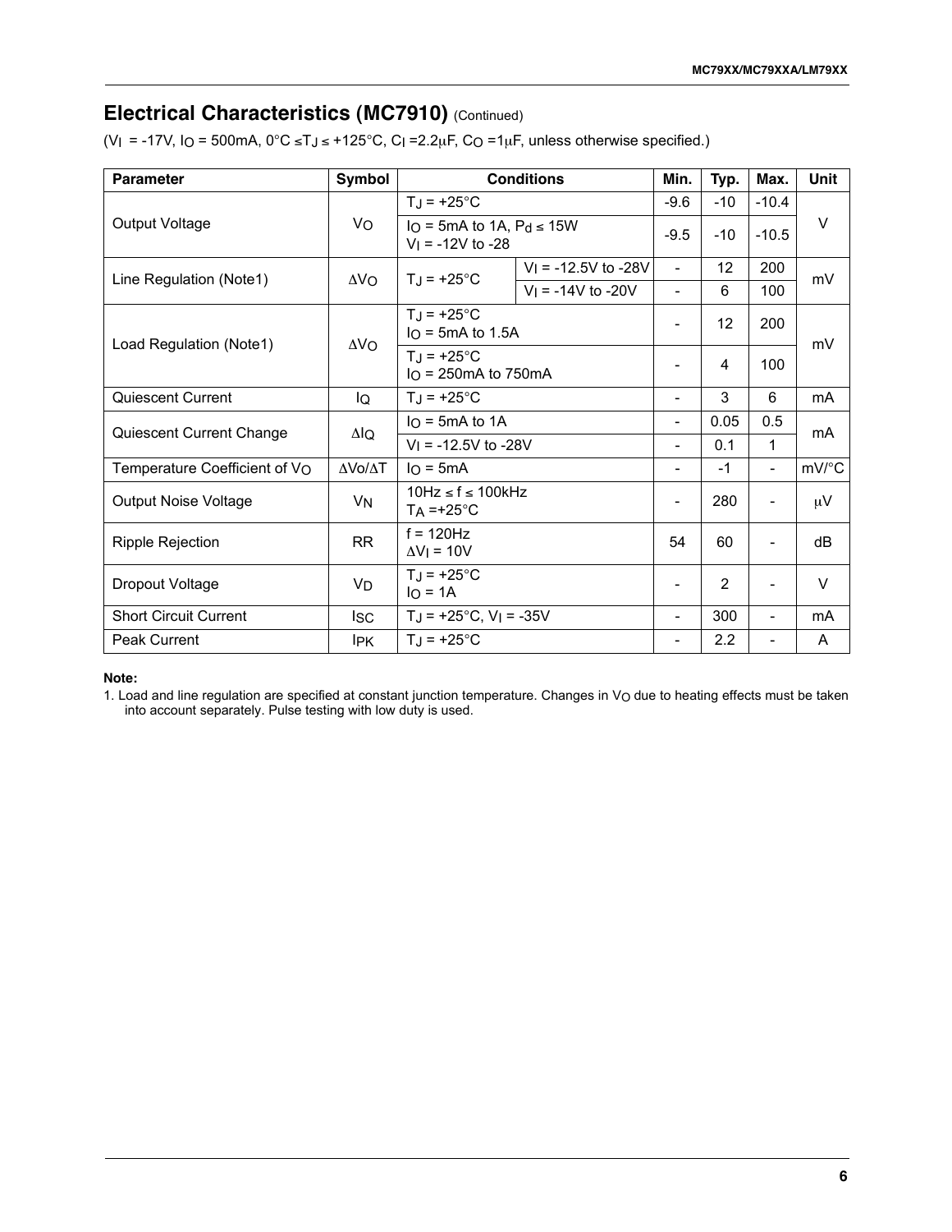## Electrical Characteristics (MC7910) (Continued)

($V_I$ = -17V, $I_O$ = 500mA, 0°C ≤$T_J$ ≤ +125°C, $C_I$ =2.2μF, $C_O$ =1μF, unless otherwise specified.)

| Parameter | Symbol | Conditions | | Min. | Typ. | Max. | Unit |
|---|---|---|---|---|---|---|---|
| Output Voltage | $V_O$ | $T_J$ = +25°C | | -9.6 | -10 | -10.4 | V |
| | | $I_O$ = 5mA to 1A, $P_d$ ≤ 15W $V_I$ = -12V to -28 | | -9.5 | -10 | -10.5 | |
| Line Regulation (Note1) | $\Delta V_O$ | $T_J$ = +25°C | $V_I$ = -12.5V to -28V | - | 12 | 200 | mV |
| | | | $V_I$ = -14V to -20V | - | 6 | 100 | |
| Load Regulation (Note1) | $\Delta V_O$ | $T_J$ = +25°C $I_O$ = 5mA to 1.5A | | - | 12 | 200 | mV |
| | | $T_J$ = +25°C $I_O$ = 250mA to 750mA | | - | 4 | 100 | |
| Quiescent Current | $I_Q$ | $T_J$ = +25°C | | - | 3 | 6 | mA |
| Quiescent Current Change | $\Delta I_Q$ | $I_O$ = 5mA to 1A | | - | 0.05 | 0.5 | mA |
| | | $V_I$ = -12.5V to -28V | | - | 0.1 | 1 | |
| Temperature Coefficient of $V_O$ | $\Delta V_O/\Delta T$ | $I_O$ = 5mA | | - | -1 | - | mV/°C |
| Output Noise Voltage | $V_N$ | 10Hz ≤ f ≤ 100kHz $T_A$ =+25°C | | - | 280 | - | μV |
| Ripple Rejection | RR | f = 120Hz $\Delta V_I$ = 10V | | 54 | 60 | - | dB |
| Dropout Voltage | $V_D$ | $T_J$ = +25°C $I_O$ = 1A | | - | 2 | - | V |
| Short Circuit Current | $I_{SC}$ | $T_J$ = +25°C, $V_I$ = -35V | | - | 300 | - | mA |
| Peak Current | $I_{PK}$ | $T_J$ = +25°C | | - | 2.2 | - | A |

**Note:**

1. Load and line regulation are specified at constant junction temperature. Changes in $V_O$ due to heating effects must be taken into account separately. Pulse testing with low duty is used.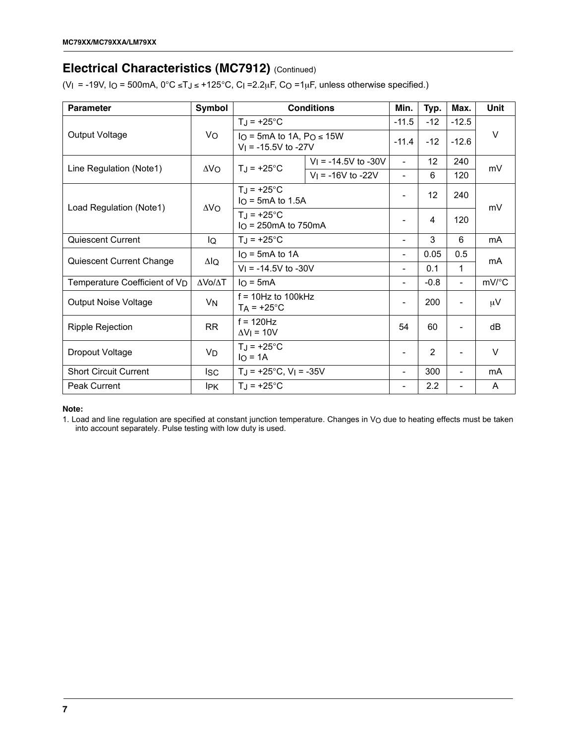## Electrical Characteristics (MC7912) (Continued)

($V_I$ = -19V, $I_O$ = 500mA, 0°C ≤$T_J$ ≤ +125°C, $C_I$ =2.2μF, $C_O$ =1μF, unless otherwise specified.)

| Parameter | Symbol | Conditions | | Min. | Typ. | Max. | Unit |
|---|---|---|---|---|---|---|---|
| Output Voltage | $V_O$ | $T_J$ = +25°C | | -11.5 | -12 | -12.5 | V |
| | | $I_O$ = 5mA to 1A, $P_O$ ≤ 15W $V_I$ = -15.5V to -27V | | -11.4 | -12 | -12.6 | |
| Line Regulation (Note1) | $\Delta V_O$ | $T_J$ = +25°C | $V_I$ = -14.5V to -30V | - | 12 | 240 | mV |
| | | | $V_I$ = -16V to -22V | - | 6 | 120 | |
| Load Regulation (Note1) | $\Delta V_O$ | $T_J$ = +25°C $I_O$ = 5mA to 1.5A | | - | 12 | 240 | mV |
| | | $T_J$ = +25°C $I_O$ = 250mA to 750mA | | - | 4 | 120 | |
| Quiescent Current | $I_Q$ | $T_J$ = +25°C | | - | 3 | 6 | mA |
| Quiescent Current Change | $\Delta I_Q$ | $I_O$ = 5mA to 1A | | - | 0.05 | 0.5 | mA |
| | | $V_I$ = -14.5V to -30V | | - | 0.1 | 1 | |
| Temperature Coefficient of $V_D$ | $\Delta Vo/\Delta T$ | $I_O$ = 5mA | | - | -0.8 | - | mV/°C |
| Output Noise Voltage | $V_N$ | f = 10Hz to 100kHz $T_A$ = +25°C | | - | 200 | - | μV |
| Ripple Rejection | RR | f = 120Hz $\Delta V_I$ = 10V | | 54 | 60 | - | dB |
| Dropout Voltage | $V_D$ | $T_J$ = +25°C $I_O$ = 1A | | - | 2 | - | V |
| Short Circuit Current | $I_{SC}$ | $T_J$ = +25°C, $V_I$ = -35V | | - | 300 | - | mA |
| Peak Current | $I_{PK}$ | $T_J$ = +25°C | | - | 2.2 | - | A |

**Note:**

1. Load and line regulation are specified at constant junction temperature. Changes in $V_O$ due to heating effects must be taken into account separately. Pulse testing with low duty is used.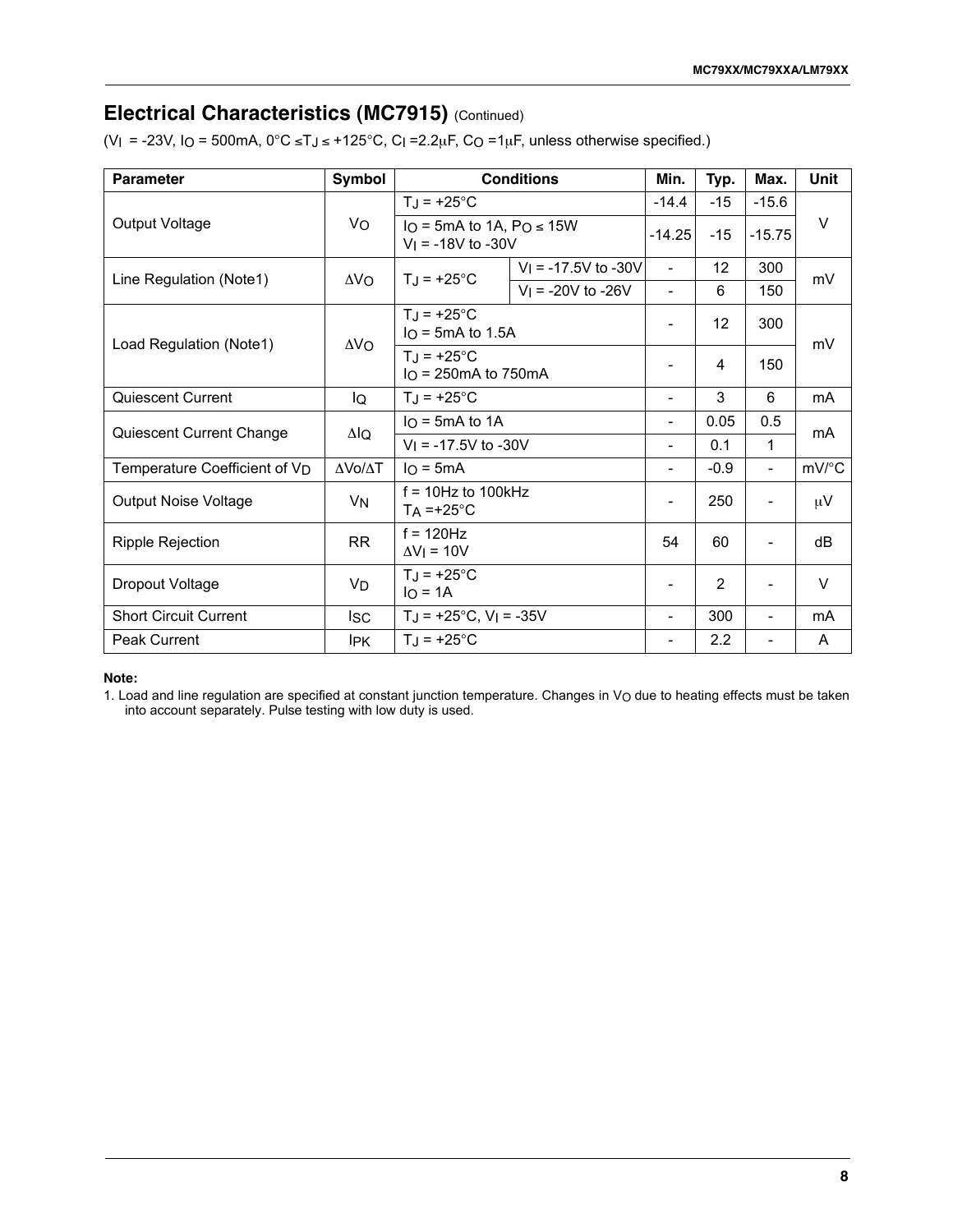## Electrical Characteristics (MC7915) (Continued)

($V_I$ = -23V, $I_O$ = 500mA, 0°C ≤$T_J$ ≤ +125°C, $C_I$ =2.2μF, $C_O$ =1μF, unless otherwise specified.)

| Parameter | Symbol | Conditions | | Min. | Typ. | Max. | Unit |
|---|---|---|---|---|---|---|---|
| Output Voltage | $V_O$ | $T_J$ = +25°C | | -14.4 | -15 | -15.6 | V |
| | | $I_O$ = 5mA to 1A, $P_O$ ≤ 15W $V_I$ = -18V to -30V | | -14.25 | -15 | -15.75 | |
| Line Regulation (Note1) | $\Delta V_O$ | $T_J$ = +25°C | $V_I$ = -17.5V to -30V | - | 12 | 300 | mV |
| | | | $V_I$ = -20V to -26V | - | 6 | 150 | |
| Load Regulation (Note1) | $\Delta V_O$ | $T_J$ = +25°C $I_O$ = 5mA to 1.5A | | - | 12 | 300 | mV |
| | | $T_J$ = +25°C $I_O$ = 250mA to 750mA | | - | 4 | 150 | |
| Quiescent Current | $I_Q$ | $T_J$ = +25°C | | - | 3 | 6 | mA |
| Quiescent Current Change | $\Delta I_Q$ | $I_O$ = 5mA to 1A | | - | 0.05 | 0.5 | mA |
| | | $V_I$ = -17.5V to -30V | | - | 0.1 | 1 | |
| Temperature Coefficient of $V_D$ | $\Delta Vo/\Delta T$ | $I_O$ = 5mA | | - | -0.9 | - | mV/°C |
| Output Noise Voltage | $V_N$ | f = 10Hz to 100kHz $T_A$ =+25°C | | - | 250 | - | μV |
| Ripple Rejection | RR | f = 120Hz $\Delta V_I$ = 10V | | 54 | 60 | - | dB |
| Dropout Voltage | $V_D$ | $T_J$ = +25°C $I_O$ = 1A | | - | 2 | - | V |
| Short Circuit Current | $I_{SC}$ | $T_J$ = +25°C, $V_I$ = -35V | | - | 300 | - | mA |
| Peak Current | $I_{PK}$ | $T_J$ = +25°C | | - | 2.2 | - | A |

**Note:**

1. Load and line regulation are specified at constant junction temperature. Changes in $V_O$ due to heating effects must be taken into account separately. Pulse testing with low duty is used.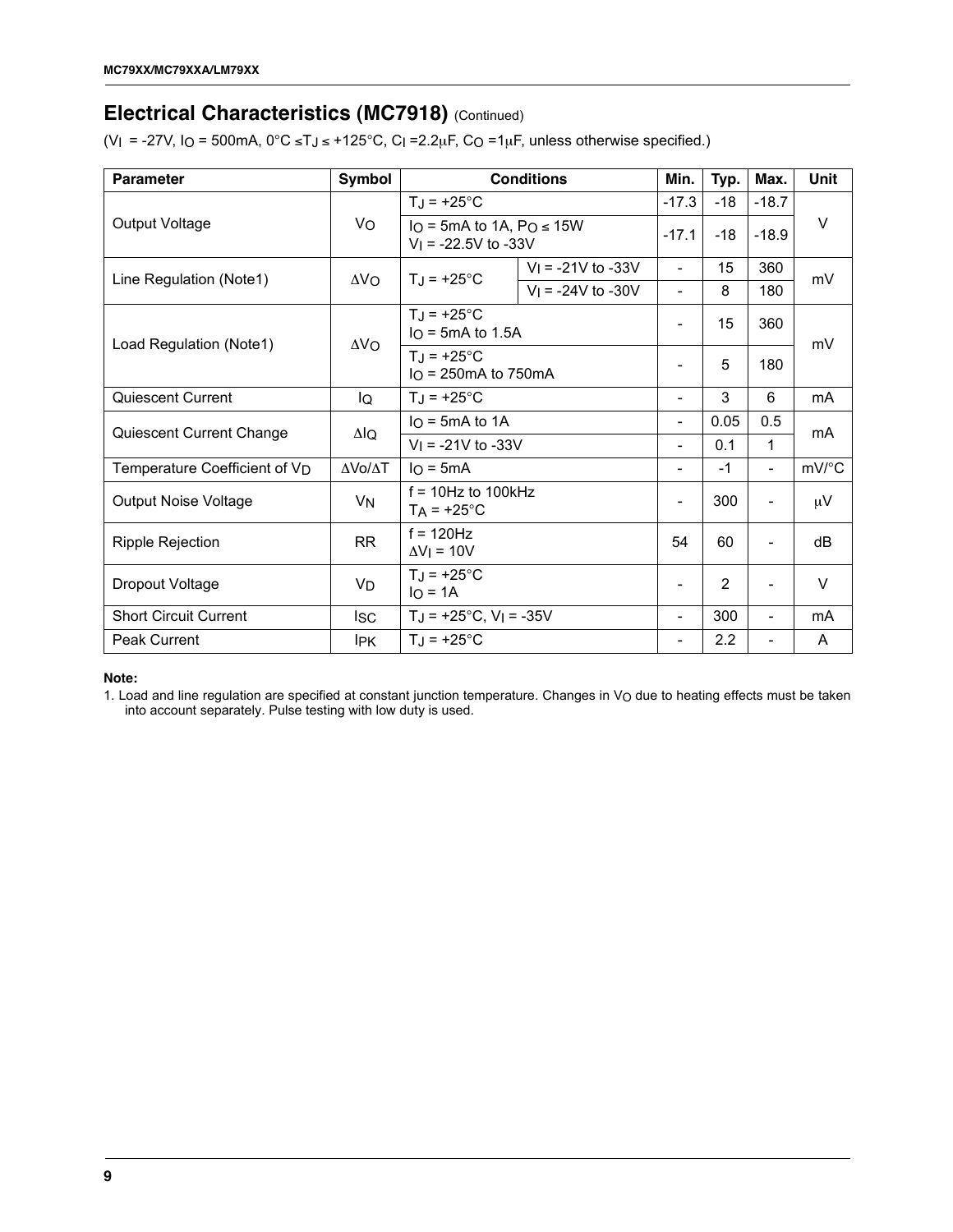## Electrical Characteristics (MC7918) (Continued)

($V_I$ = -27V, $I_O$ = 500mA, 0°C ≤$T_J$ ≤ +125°C, $C_I$ =2.2μF, $C_O$ =1μF, unless otherwise specified.)

| Parameter | Symbol | Conditions | | Min. | Typ. | Max. | Unit |
|---|---|---|---|---|---|---|---|
| Output Voltage | $V_O$ | $T_J$ = +25°C | | -17.3 | -18 | -18.7 | V |
| | | $I_O$ = 5mA to 1A, $P_O$ ≤ 15W<br>$V_I$ = -22.5V to -33V | | -17.1 | -18 | -18.9 | |
| Line Regulation (Note1) | $\Delta V_O$ | $T_J$ = +25°C | $V_I$ = -21V to -33V | - | 15 | 360 | mV |
| | | | $V_I$ = -24V to -30V | - | 8 | 180 | |
| Load Regulation (Note1) | $\Delta V_O$ | $T_J$ = +25°C<br>$I_O$ = 5mA to 1.5A | | - | 15 | 360 | mV |
| | | $T_J$ = +25°C<br>$I_O$ = 250mA to 750mA | | - | 5 | 180 | |
| Quiescent Current | $I_Q$ | $T_J$ = +25°C | | - | 3 | 6 | mA |
| Quiescent Current Change | $\Delta I_Q$ | $I_O$ = 5mA to 1A | | - | 0.05 | 0.5 | mA |
| | | $V_I$ = -21V to -33V | | - | 0.1 | 1 | |
| Temperature Coefficient of $V_D$ | $\Delta V_o/\Delta T$ | $I_O$ = 5mA | | - | -1 | - | mV/°C |
| Output Noise Voltage | $V_N$ | f = 10Hz to 100kHz<br>$T_A$ = +25°C | | - | 300 | - | μV |
| Ripple Rejection | RR | f = 120Hz<br>$\Delta V_I$ = 10V | | 54 | 60 | - | dB |
| Dropout Voltage | $V_D$ | $T_J$ = +25°C<br>$I_O$ = 1A | | - | 2 | - | V |
| Short Circuit Current | $I_{SC}$ | $T_J$ = +25°C, $V_I$ = -35V | | - | 300 | - | mA |
| Peak Current | $I_{PK}$ | $T_J$ = +25°C | | - | 2.2 | - | A |

**Note:**

1. Load and line regulation are specified at constant junction temperature. Changes in $V_O$ due to heating effects must be taken into account separately. Pulse testing with low duty is used.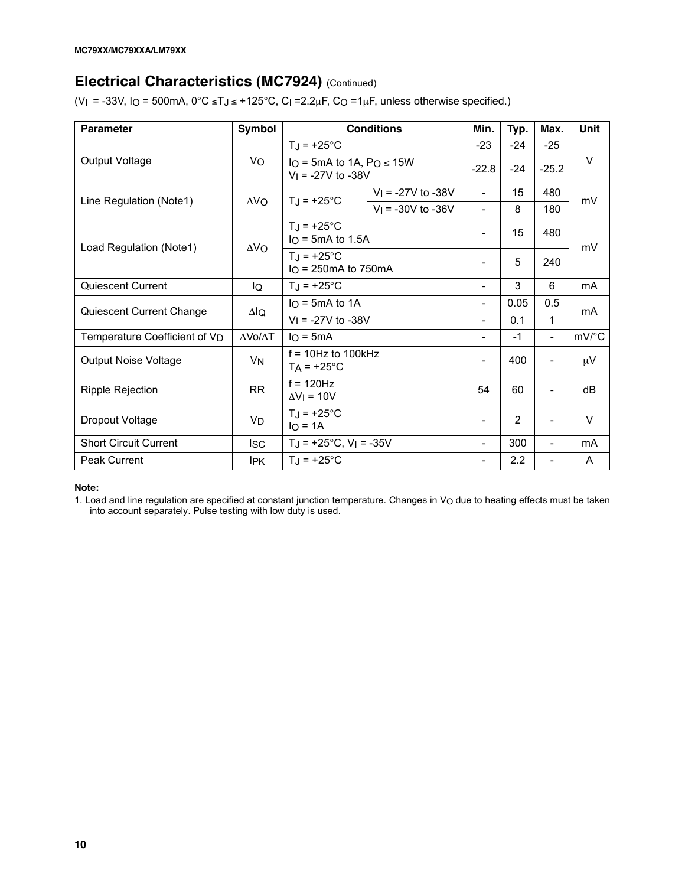## Electrical Characteristics (MC7924) (Continued)

($V_I$ = -33V, $I_O$ = 500mA, 0°C ≤ $T_J$ ≤ +125°C, $C_I$ = 2.2μF, $C_O$ = 1μF, unless otherwise specified.)

| Parameter | Symbol | Conditions | | Min. | Typ. | Max. | Unit |
|---|---|---|---|---|---|---|---|
| Output Voltage | $V_O$ | $T_J$ = +25°C | | -23 | -24 | -25 | V |
| | | $I_O$ = 5mA to 1A, $P_O$ ≤ 15W<br>$V_I$ = -27V to -38V | | -22.8 | -24 | -25.2 | |
| Line Regulation (Note1) | $\Delta V_O$ | $T_J$ = +25°C | $V_I$ = -27V to -38V | - | 15 | 480 | mV |
| | | | $V_I$ = -30V to -36V | - | 8 | 180 | |
| Load Regulation (Note1) | $\Delta V_O$ | $T_J$ = +25°C<br>$I_O$ = 5mA to 1.5A | | - | 15 | 480 | mV |
| | | $T_J$ = +25°C<br>$I_O$ = 250mA to 750mA | | - | 5 | 240 | |
| Quiescent Current | $I_Q$ | $T_J$ = +25°C | | - | 3 | 6 | mA |
| Quiescent Current Change | $\Delta I_Q$ | $I_O$ = 5mA to 1A | | - | 0.05 | 0.5 | mA |
| | | $V_I$ = -27V to -38V | | - | 0.1 | 1 | |
| Temperature Coefficient of $V_D$ | $\Delta V_O/\Delta T$ | $I_O$ = 5mA | | - | -1 | - | mV/°C |
| Output Noise Voltage | $V_N$ | f = 10Hz to 100kHz<br>$T_A$ = +25°C | | - | 400 | - | μV |
| Ripple Rejection | RR | f = 120Hz<br>$\Delta V_I$ = 10V | | 54 | 60 | - | dB |
| Dropout Voltage | $V_D$ | $T_J$ = +25°C<br>$I_O$ = 1A | | - | 2 | - | V |
| Short Circuit Current | $I_{SC}$ | $T_J$ = +25°C, $V_I$ = -35V | | - | 300 | - | mA |
| Peak Current | $I_{PK}$ | $T_J$ = +25°C | | - | 2.2 | - | A |

**Note:**

1. Load and line regulation are specified at constant junction temperature. Changes in $V_O$ due to heating effects must be taken into account separately. Pulse testing with low duty is used.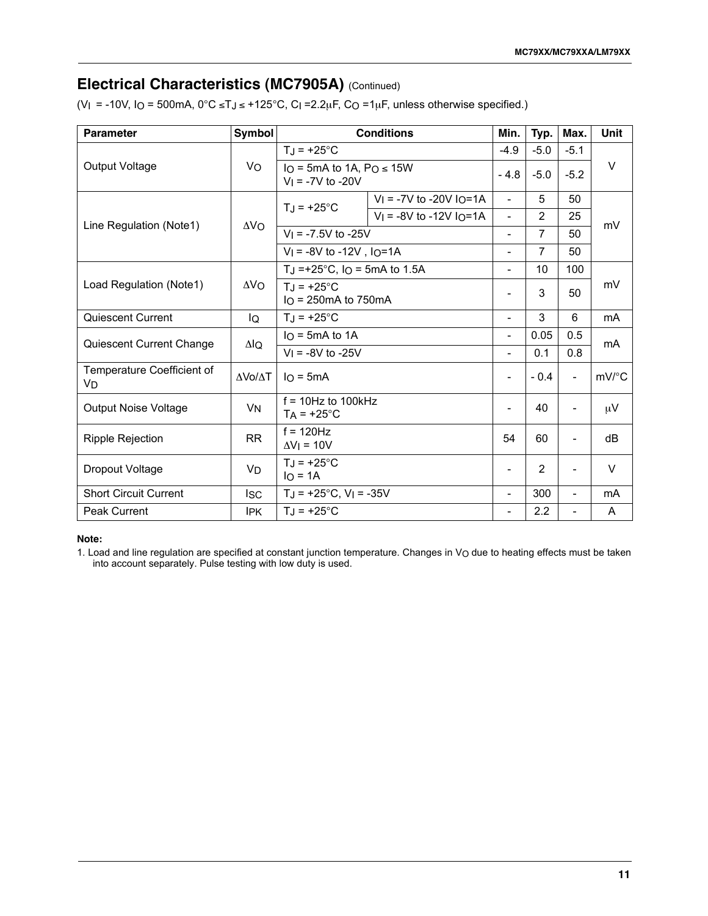## Electrical Characteristics (MC7905A) (Continued)

($V_I$ = -10V, $I_O$ = 500mA, 0°C ≤$T_J$ ≤ +125°C, $C_I$ =2.2μF, $C_O$ =1μF, unless otherwise specified.)

| Parameter | Symbol | Conditions | | Min. | Typ. | Max. | Unit |
|---|---|---|---|---|---|---|---|
| Output Voltage | $V_O$ | $T_J$ = +25°C | | -4.9 | -5.0 | -5.1 | V |
| | | $I_O$ = 5mA to 1A, $P_O$ ≤ 15W<br>$V_I$ = -7V to -20V | | - 4.8 | -5.0 | -5.2 | |
| Line Regulation (Note1) | $\Delta V_O$ | $T_J$ = +25°C | $V_I$ = -7V to -20V $I_O$=1A | - | 5 | 50 | mV |
| | | | $V_I$ = -8V to -12V $I_O$=1A | - | 2 | 25 | |
| | | $V_I$ = -7.5V to -25V | | - | 7 | 50 | |
| | | $V_I$ = -8V to -12V , $I_O$=1A | | - | 7 | 50 | |
| Load Regulation (Note1) | $\Delta V_O$ | $T_J$ =+25°C, $I_O$ = 5mA to 1.5A | | - | 10 | 100 | mV |
| | | $T_J$ = +25°C<br>$I_O$ = 250mA to 750mA | | - | 3 | 50 | |
| Quiescent Current | $I_Q$ | $T_J$ = +25°C | | - | 3 | 6 | mA |
| Quiescent Current Change | $\Delta I_Q$ | $I_O$ = 5mA to 1A | | - | 0.05 | 0.5 | mA |
| | | $V_I$ = -8V to -25V | | - | 0.1 | 0.8 | |
| Temperature Coefficient of $V_D$ | $\Delta Vo/\Delta T$ | $I_O$ = 5mA | | - | - 0.4 | - | mV/°C |
| Output Noise Voltage | $V_N$ | f = 10Hz to 100kHz<br>$T_A$ = +25°C | | - | 40 | - | μV |
| Ripple Rejection | RR | f = 120Hz<br>$\Delta V_I$ = 10V | | 54 | 60 | - | dB |
| Dropout Voltage | $V_D$ | $T_J$ = +25°C<br>$I_O$ = 1A | | - | 2 | - | V |
| Short Circuit Current | $I_{SC}$ | $T_J$ = +25°C, $V_I$ = -35V | | - | 300 | - | mA |
| Peak Current | $I_{PK}$ | $T_J$ = +25°C | | - | 2.2 | - | A |

**Note:**

1. Load and line regulation are specified at constant junction temperature. Changes in $V_O$ due to heating effects must be taken into account separately. Pulse testing with low duty is used.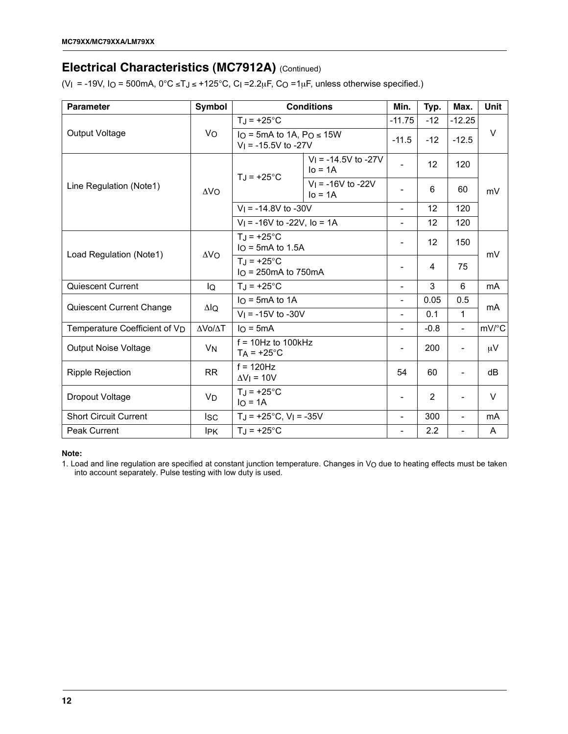## Electrical Characteristics (MC7912A) (Continued)

($V_I$ = -19V, $I_O$ = 500mA, 0°C ≤$T_J$ ≤ +125°C, $C_I$ =2.2μF, $C_O$ =1μF, unless otherwise specified.)

| Parameter | Symbol | Conditions | | Min. | Typ. | Max. | Unit |
|---|---|---|---|---|---|---|---|
| Output Voltage | $V_O$ | $T_J$ = +25°C | | -11.75 | -12 | -12.25 | V |
| | | $I_O$ = 5mA to 1A, $P_O$ ≤ 15W<br>$V_I$ = -15.5V to -27V | | -11.5 | -12 | -12.5 | |
| Line Regulation (Note1) | $\Delta V_O$ | $T_J$ = +25°C | $V_I$ = -14.5V to -27V<br>Io = 1A | - | 12 | 120 | mV |
| | | | $V_I$ = -16V to -22V<br>Io = 1A | - | 6 | 60 | |
| | | $V_I$ = -14.8V to -30V | | - | 12 | 120 | |
| | | $V_I$ = -16V to -22V, Io = 1A | | - | 12 | 120 | |
| Load Regulation (Note1) | $\Delta V_O$ | $T_J$ = +25°C<br>$I_O$ = 5mA to 1.5A | | - | 12 | 150 | mV |
| | | $T_J$ = +25°C<br>$I_O$ = 250mA to 750mA | | - | 4 | 75 | |
| Quiescent Current | $I_Q$ | $T_J$ = +25°C | | - | 3 | 6 | mA |
| Quiescent Current Change | $\Delta I_Q$ | $I_O$ = 5mA to 1A | | - | 0.05 | 0.5 | mA |
| | | $V_I$ = -15V to -30V | | - | 0.1 | 1 | |
| Temperature Coefficient of $V_D$ | $\Delta Vo/\Delta T$ | $I_O$ = 5mA | | - | -0.8 | - | mV/°C |
| Output Noise Voltage | $V_N$ | f = 10Hz to 100kHz<br>$T_A$ = +25°C | | - | 200 | - | μV |
| Ripple Rejection | RR | f = 120Hz<br>$\Delta V_I$ = 10V | | 54 | 60 | - | dB |
| Dropout Voltage | $V_D$ | $T_J$ = +25°C<br>$I_O$ = 1A | | - | 2 | - | V |
| Short Circuit Current | $I_{SC}$ | $T_J$ = +25°C, $V_I$ = -35V | | - | 300 | - | mA |
| Peak Current | $I_{PK}$ | $T_J$ = +25°C | | - | 2.2 | - | A |

**Note:**

1. Load and line regulation are specified at constant junction temperature. Changes in $V_O$ due to heating effects must be taken into account separately. Pulse testing with low duty is used.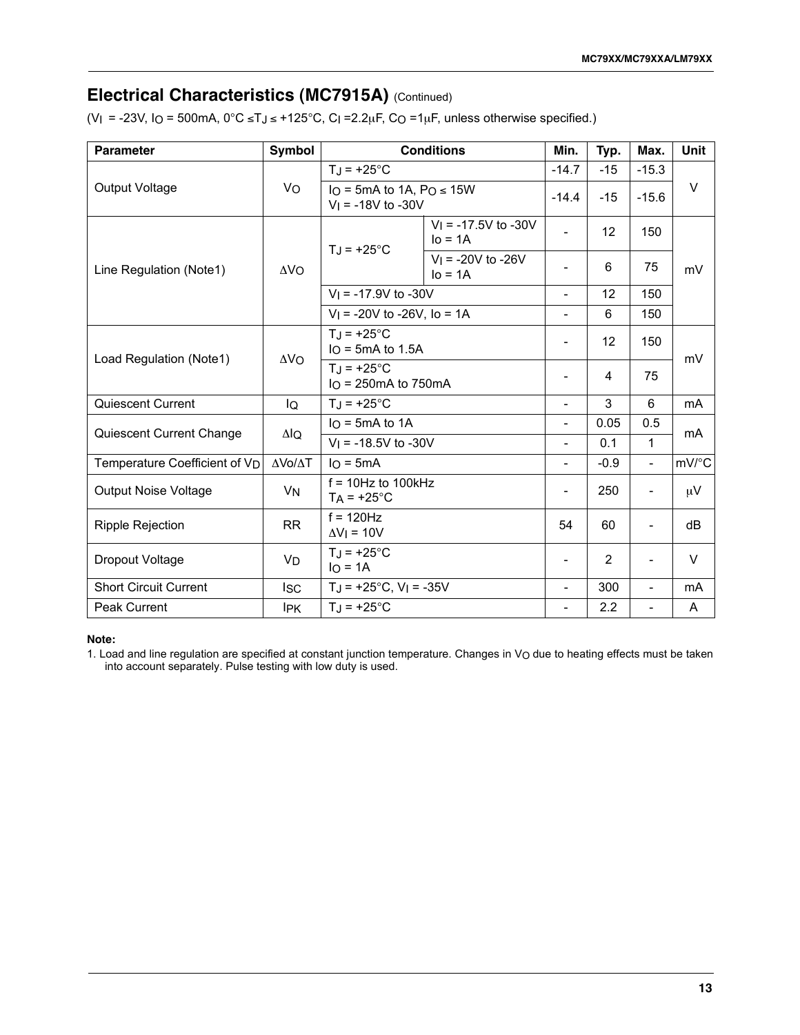## Electrical Characteristics (MC7915A) (Continued)

($V_I$ = -23V, $I_O$ = 500mA, 0°C ≤$T_J$ ≤ +125°C, $C_I$ =2.2μF, $C_O$ =1μF, unless otherwise specified.)

| Parameter | Symbol | Conditions | | Min. | Typ. | Max. | Unit |
|---|---|---|---|---|---|---|---|
| Output Voltage | $V_O$ | $T_J$ = +25°C | | -14.7 | -15 | -15.3 | V |
| | | $I_O$ = 5mA to 1A, $P_O$ ≤ 15W $V_I$ = -18V to -30V | | -14.4 | -15 | -15.6 | |
| Line Regulation (Note1) | $\Delta V_O$ | $T_J$ = +25°C | $V_I$ = -17.5V to -30V Io = 1A | - | 12 | 150 | mV |
| | | | $V_I$ = -20V to -26V Io = 1A | - | 6 | 75 | |
| | | $V_I$ = -17.9V to -30V | | - | 12 | 150 | |
| | | $V_I$ = -20V to -26V, Io = 1A | | - | 6 | 150 | |
| Load Regulation (Note1) | $\Delta V_O$ | $T_J$ = +25°C $I_O$ = 5mA to 1.5A | | - | 12 | 150 | mV |
| | | $T_J$ = +25°C $I_O$ = 250mA to 750mA | | - | 4 | 75 | |
| Quiescent Current | $I_Q$ | $T_J$ = +25°C | | - | 3 | 6 | mA |
| Quiescent Current Change | $\Delta I_Q$ | $I_O$ = 5mA to 1A | | - | 0.05 | 0.5 | mA |
| | | $V_I$ = -18.5V to -30V | | - | 0.1 | 1 | |
| Temperature Coefficient of $V_D$ | $\Delta Vo/\Delta T$ | $I_O$ = 5mA | | - | -0.9 | - | mV/°C |
| Output Noise Voltage | $V_N$ | f = 10Hz to 100kHz $T_A$ = +25°C | | - | 250 | - | μV |
| Ripple Rejection | RR | f = 120Hz $\Delta V_I$ = 10V | | 54 | 60 | - | dB |
| Dropout Voltage | $V_D$ | $T_J$ = +25°C $I_O$ = 1A | | - | 2 | - | V |
| Short Circuit Current | $I_{SC}$ | $T_J$ = +25°C, $V_I$ = -35V | | - | 300 | - | mA |
| Peak Current | $I_{PK}$ | $T_J$ = +25°C | | - | 2.2 | - | A |

**Note:**

1. Load and line regulation are specified at constant junction temperature. Changes in $V_O$ due to heating effects must be taken into account separately. Pulse testing with low duty is used.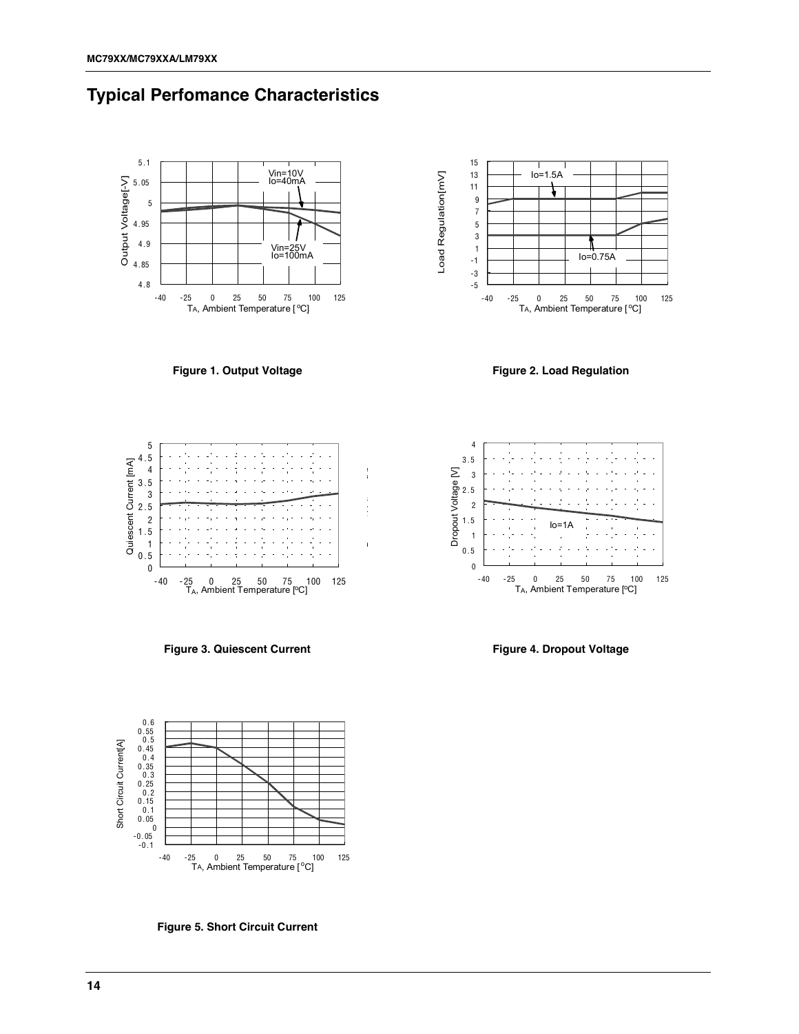## Typical Perfomance Characteristics

Figure 1. Output Voltage

Figure 2. Load Regulation

Figure 3. Quiescent Current

Figure 4. Dropout Voltage

Figure 5. Short Circuit Current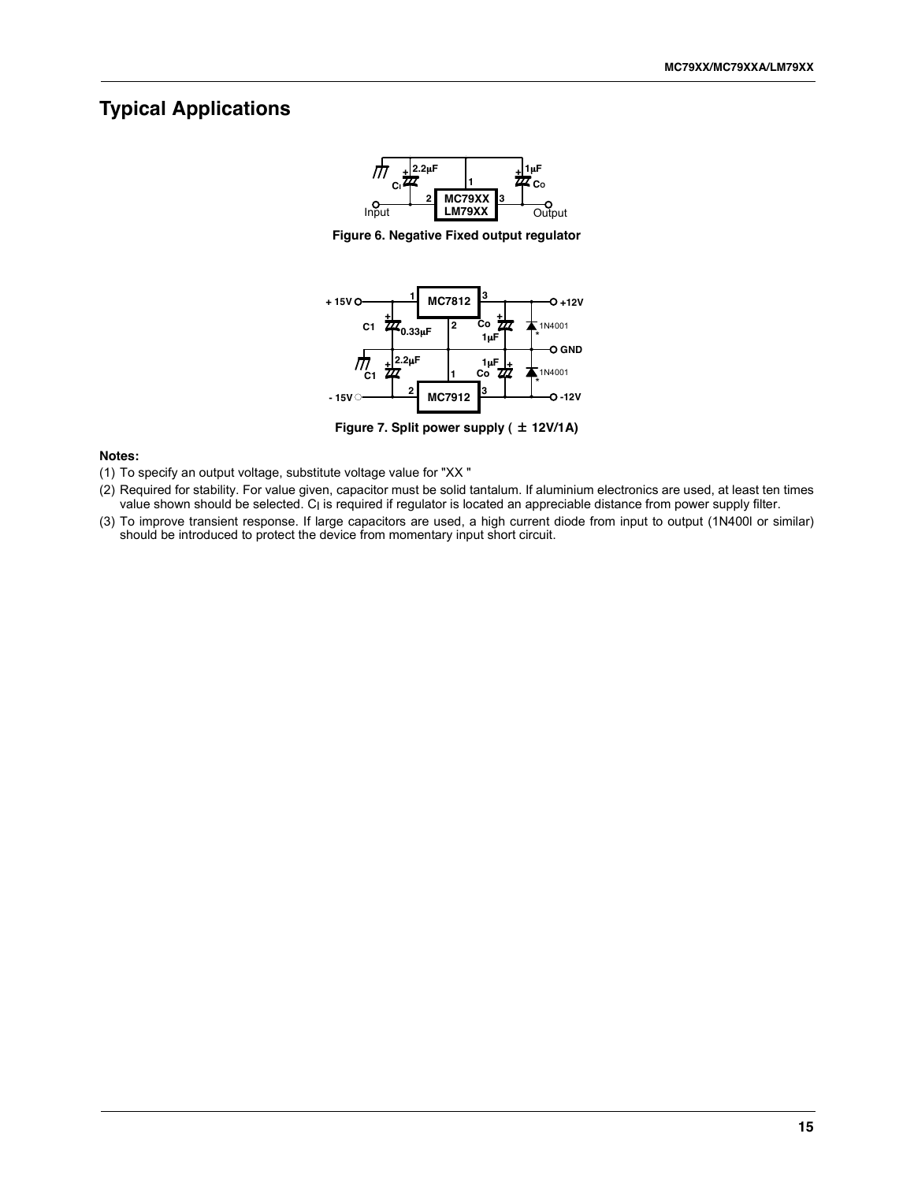## Typical Applications

Figure 6. Negative Fixed output regulator

Figure 7. Split power supply ( ± 12V/1A)

**Notes:**

(1) To specify an output voltage, substitute voltage value for "XX "

(2) Required for stability. For value given, capacitor must be solid tantalum. If aluminium electronics are used, at least ten times value shown should be selected. $C_I$ is required if regulator is located an appreciable distance from power supply filter.

(3) To improve transient response. If large capacitors are used, a high current diode from input to output (1N400l or similar) should be introduced to protect the device from momentary input short circuit.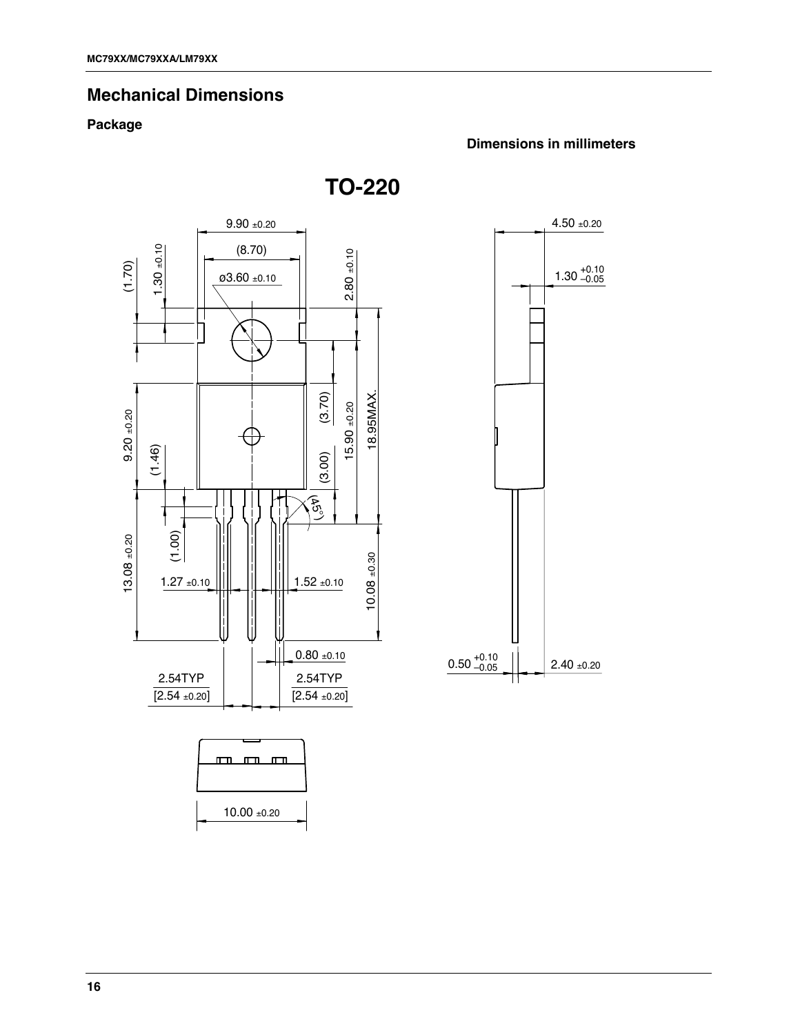## Mechanical Dimensions

### Package

**Dimensions in millimeters**

**TO-220**

9.90 ±0.20

(8.70)

ø3.60 ±0.10

(1.70)

1.30 ±0.10

2.80 ±0.10

(3.70)

15.90 ±0.20

18.95MAX.

9.20 ±0.20

(1.46)

(3.00)

(45°)

(1.00)

13.08 ±0.20

1.27 ±0.10

1.52 ±0.10

10.08 ±0.30

0.80 ±0.10

2.54TYP
[2.54 ±0.20]

2.54TYP
[2.54 ±0.20]

10.00 ±0.20

4.50 ±0.20

$1.30^{+0.10}_{-0.05}$

$0.50^{+0.10}_{-0.05}$

2.40 ±0.20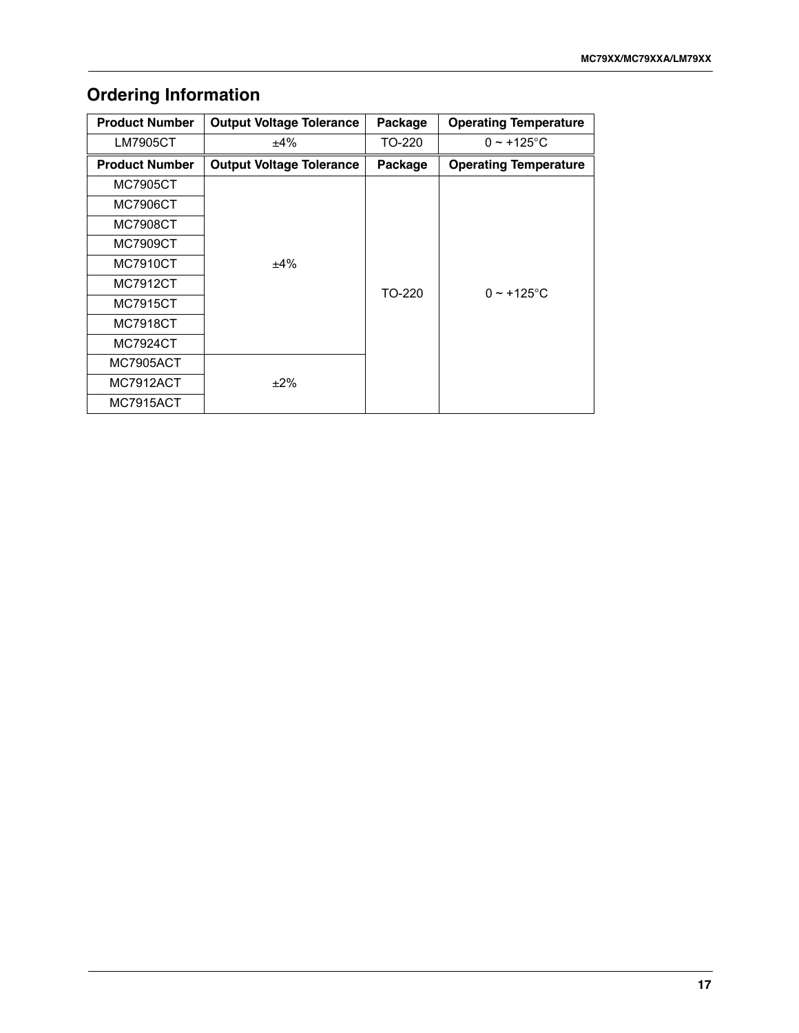## Ordering Information

| Product Number | Output Voltage Tolerance | Package | Operating Temperature |
|---|---|---|---|
| LM7905CT | ±4% | TO-220 | 0 ~ +125°C |

| Product Number | Output Voltage Tolerance | Package | Operating Temperature |
|---|---|---|---|
| MC7905CT | ±4% | TO-220 | 0 ~ +125°C |
| MC7906CT | | | |
| MC7908CT | | | |
| MC7909CT | | | |
| MC7910CT | | | |
| MC7912CT | | | |
| MC7915CT | | | |
| MC7918CT | | | |
| MC7924CT | | | |
| MC7905ACT | ±2% | | |
| MC7912ACT | | | |
| MC7915ACT | | | |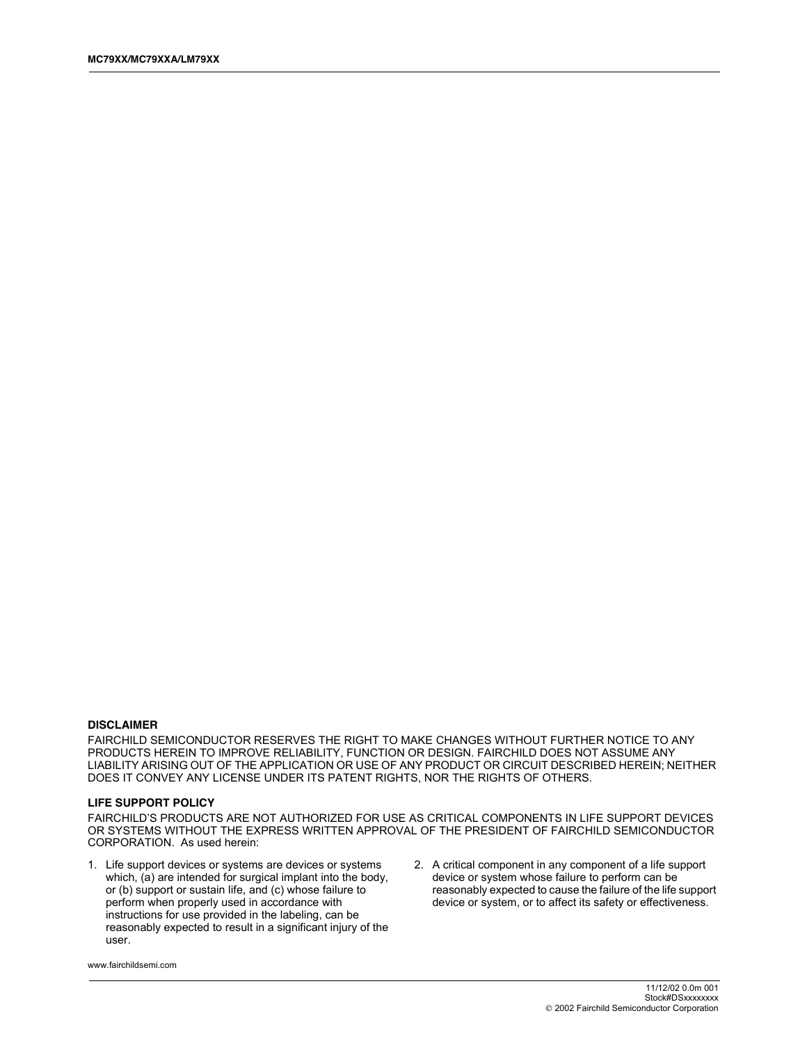**DISCLAIMER**

FAIRCHILD SEMICONDUCTOR RESERVES THE RIGHT TO MAKE CHANGES WITHOUT FURTHER NOTICE TO ANY PRODUCTS HEREIN TO IMPROVE RELIABILITY, FUNCTION OR DESIGN. FAIRCHILD DOES NOT ASSUME ANY LIABILITY ARISING OUT OF THE APPLICATION OR USE OF ANY PRODUCT OR CIRCUIT DESCRIBED HEREIN; NEITHER DOES IT CONVEY ANY LICENSE UNDER ITS PATENT RIGHTS, NOR THE RIGHTS OF OTHERS.

**LIFE SUPPORT POLICY**

FAIRCHILD'S PRODUCTS ARE NOT AUTHORIZED FOR USE AS CRITICAL COMPONENTS IN LIFE SUPPORT DEVICES OR SYSTEMS WITHOUT THE EXPRESS WRITTEN APPROVAL OF THE PRESIDENT OF FAIRCHILD SEMICONDUCTOR CORPORATION. As used herein:

1. Life support devices or systems are devices or systems which, (a) are intended for surgical implant into the body, or (b) support or sustain life, and (c) whose failure to perform when properly used in accordance with instructions for use provided in the labeling, can be reasonably expected to result in a significant injury of the user.
2. A critical component in any component of a life support device or system whose failure to perform can be reasonably expected to cause the failure of the life support device or system, or to affect its safety or effectiveness.

www.fairchildsemi.com

11/12/02 0.0m 001
Stock#DSxxxxxxxx
© 2002 Fairchild Semiconductor Corporation